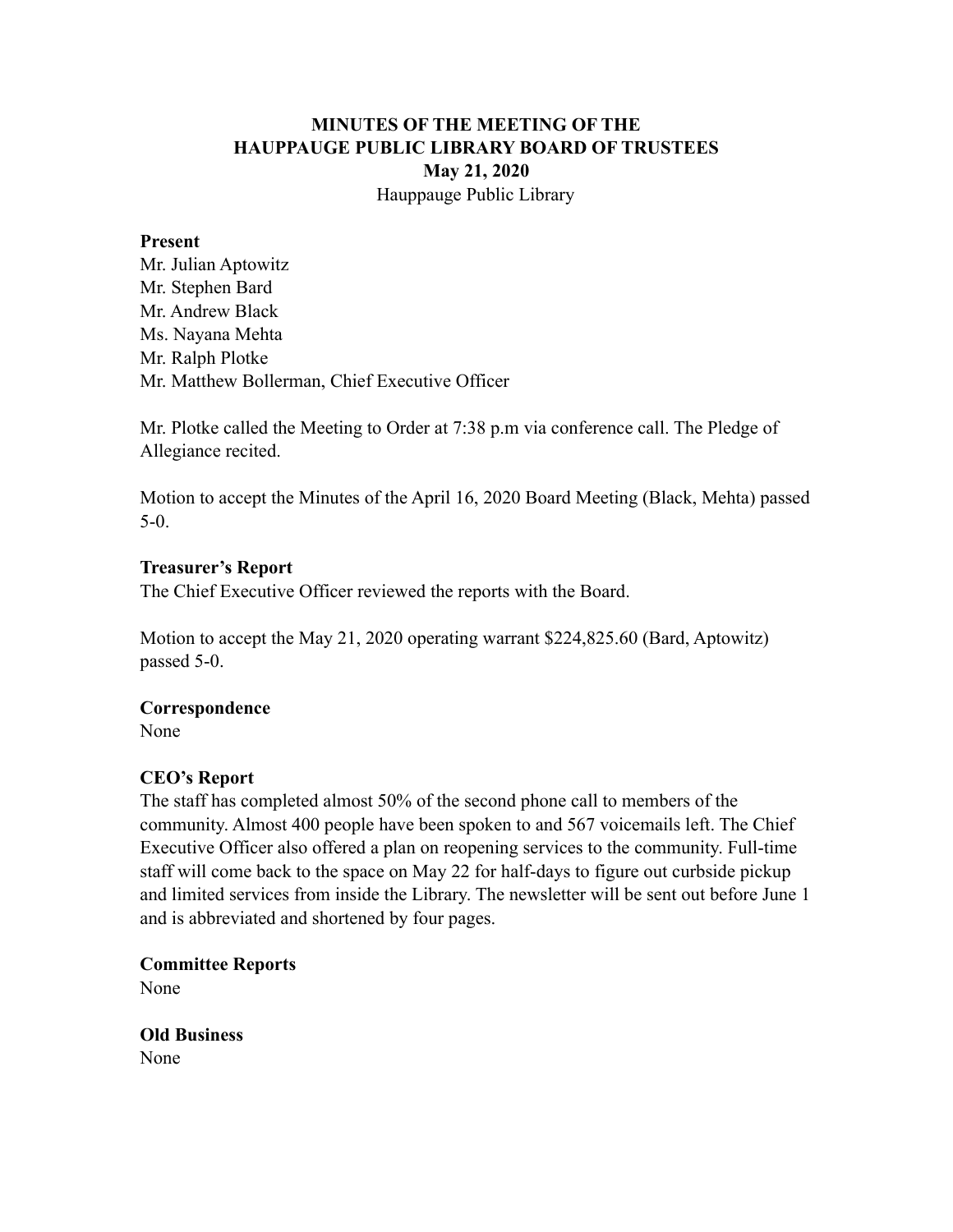# MINUTES OF THE MEETING OF THE HAUPPAUGE PUBLIC LIBRARY BOARD OF TRUSTEES

**May 21, 2020**

Hauppauge Public Library

**Present**

Mr. Julian Aptowitz
Mr. Stephen Bard
Mr. Andrew Black
Ms. Nayana Mehta
Mr. Ralph Plotke
Mr. Matthew Bollerman, Chief Executive Officer

Mr. Plotke called the Meeting to Order at 7:38 p.m via conference call. The Pledge of Allegiance recited.

Motion to accept the Minutes of the April 16, 2020 Board Meeting (Black, Mehta) passed 5-0.

**Treasurer's Report**

The Chief Executive Officer reviewed the reports with the Board.

Motion to accept the May 21, 2020 operating warrant $224,825.60 (Bard, Aptowitz) passed 5-0.

**Correspondence**

None

**CEO's Report**

The staff has completed almost 50% of the second phone call to members of the community. Almost 400 people have been spoken to and 567 voicemails left. The Chief Executive Officer also offered a plan on reopening services to the community. Full-time staff will come back to the space on May 22 for half-days to figure out curbside pickup and limited services from inside the Library. The newsletter will be sent out before June 1 and is abbreviated and shortened by four pages.

**Committee Reports**

None

**Old Business**

None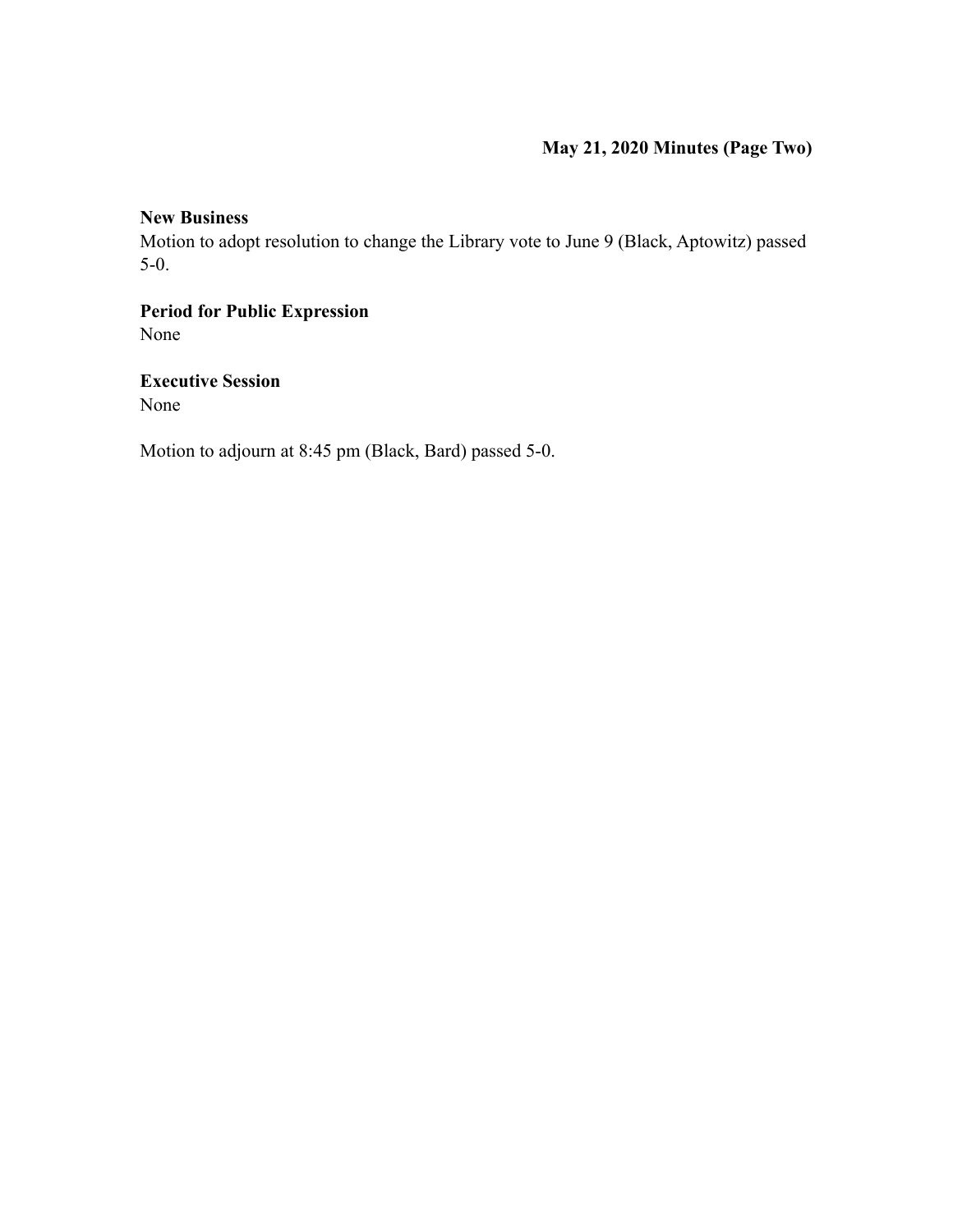**New Business**
Motion to adopt resolution to change the Library vote to June 9 (Black, Aptowitz) passed 5-0.

**Period for Public Expression**
None

**Executive Session**
None

Motion to adjourn at 8:45 pm (Black, Bard) passed 5-0.